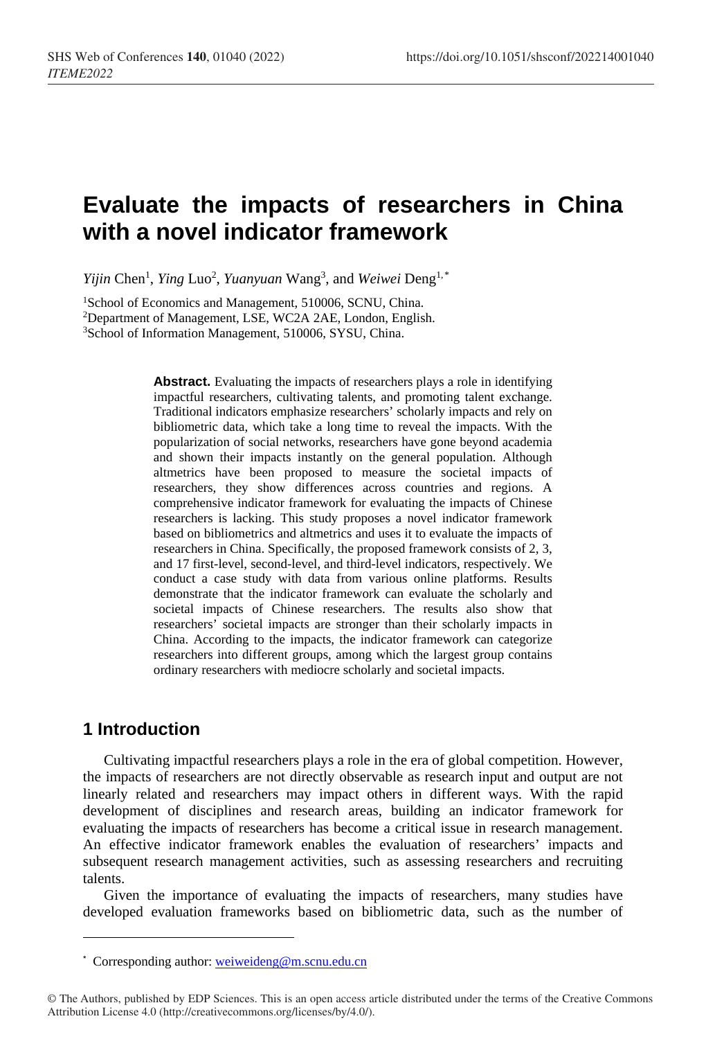# Evaluate the impacts of researchers in China with a novel indicator framework

*Yijin* Chen[1], *Ying* Luo[2], *Yuanyuan* Wang[3], and *Weiwei* Deng[1,*]

[1]School of Economics and Management, 510006, SCNU, China.
[2]Department of Management, LSE, WC2A 2AE, London, English.
[3]School of Information Management, 510006, SYSU, China.

**Abstract.** Evaluating the impacts of researchers plays a role in identifying impactful researchers, cultivating talents, and promoting talent exchange. Traditional indicators emphasize researchers' scholarly impacts and rely on bibliometric data, which take a long time to reveal the impacts. With the popularization of social networks, researchers have gone beyond academia and shown their impacts instantly on the general population. Although altmetrics have been proposed to measure the societal impacts of researchers, they show differences across countries and regions. A comprehensive indicator framework for evaluating the impacts of Chinese researchers is lacking. This study proposes a novel indicator framework based on bibliometrics and altmetrics and uses it to evaluate the impacts of researchers in China. Specifically, the proposed framework consists of 2, 3, and 17 first-level, second-level, and third-level indicators, respectively. We conduct a case study with data from various online platforms. Results demonstrate that the indicator framework can evaluate the scholarly and societal impacts of Chinese researchers. The results also show that researchers' societal impacts are stronger than their scholarly impacts in China. According to the impacts, the indicator framework can categorize researchers into different groups, among which the largest group contains ordinary researchers with mediocre scholarly and societal impacts.

## 1 Introduction

Cultivating impactful researchers plays a role in the era of global competition. However, the impacts of researchers are not directly observable as research input and output are not linearly related and researchers may impact others in different ways. With the rapid development of disciplines and research areas, building an indicator framework for evaluating the impacts of researchers has become a critical issue in research management. An effective indicator framework enables the evaluation of researchers' impacts and subsequent research management activities, such as assessing researchers and recruiting talents.

Given the importance of evaluating the impacts of researchers, many studies have developed evaluation frameworks based on bibliometric data, such as the number of

---

* Corresponding author: weiweideng@m.scnu.edu.cn

© The Authors, published by EDP Sciences. This is an open access article distributed under the terms of the Creative Commons Attribution License 4.0 (http://creativecommons.org/licenses/by/4.0/).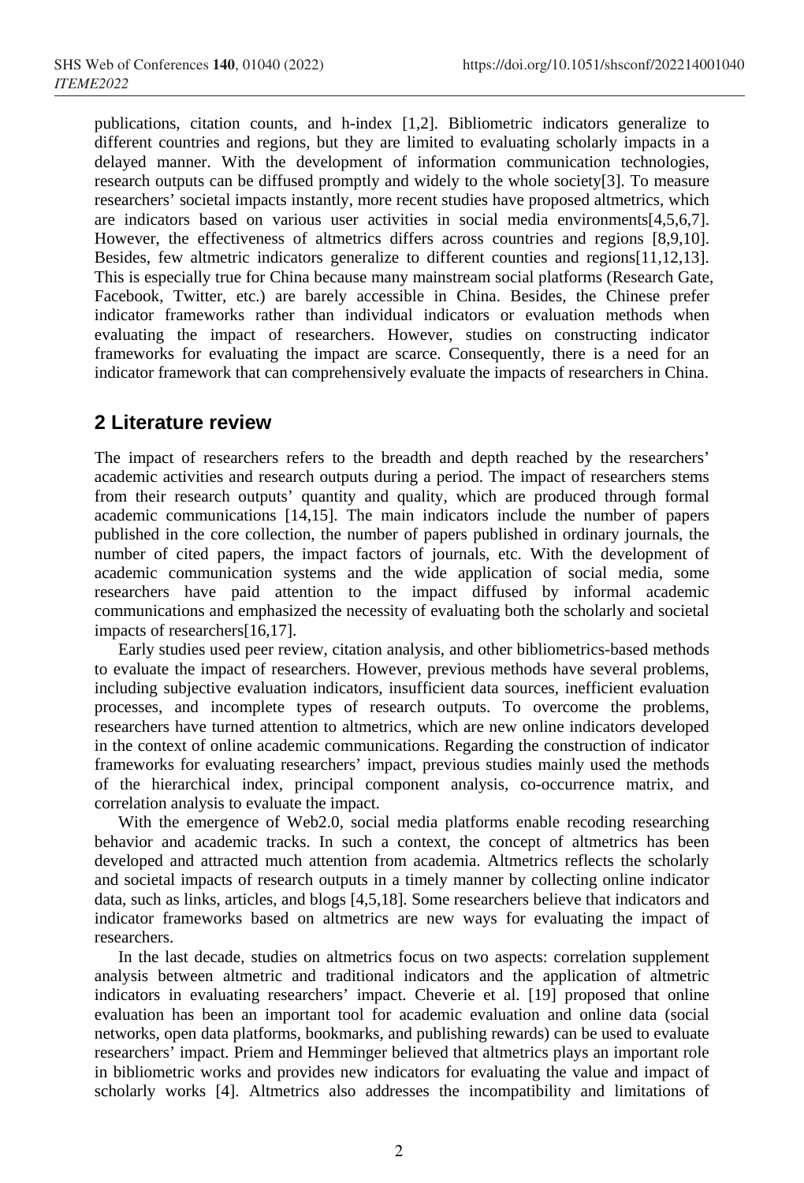publications, citation counts, and h-index [1,2]. Bibliometric indicators generalize to different countries and regions, but they are limited to evaluating scholarly impacts in a delayed manner. With the development of information communication technologies, research outputs can be diffused promptly and widely to the whole society[3]. To measure researchers' societal impacts instantly, more recent studies have proposed altmetrics, which are indicators based on various user activities in social media environments[4,5,6,7]. However, the effectiveness of altmetrics differs across countries and regions [8,9,10]. Besides, few altmetric indicators generalize to different counties and regions[11,12,13]. This is especially true for China because many mainstream social platforms (Research Gate, Facebook, Twitter, etc.) are barely accessible in China. Besides, the Chinese prefer indicator frameworks rather than individual indicators or evaluation methods when evaluating the impact of researchers. However, studies on constructing indicator frameworks for evaluating the impact are scarce. Consequently, there is a need for an indicator framework that can comprehensively evaluate the impacts of researchers in China.

## 2 Literature review

The impact of researchers refers to the breadth and depth reached by the researchers' academic activities and research outputs during a period. The impact of researchers stems from their research outputs' quantity and quality, which are produced through formal academic communications [14,15]. The main indicators include the number of papers published in the core collection, the number of papers published in ordinary journals, the number of cited papers, the impact factors of journals, etc. With the development of academic communication systems and the wide application of social media, some researchers have paid attention to the impact diffused by informal academic communications and emphasized the necessity of evaluating both the scholarly and societal impacts of researchers[16,17].

Early studies used peer review, citation analysis, and other bibliometrics-based methods to evaluate the impact of researchers. However, previous methods have several problems, including subjective evaluation indicators, insufficient data sources, inefficient evaluation processes, and incomplete types of research outputs. To overcome the problems, researchers have turned attention to altmetrics, which are new online indicators developed in the context of online academic communications. Regarding the construction of indicator frameworks for evaluating researchers' impact, previous studies mainly used the methods of the hierarchical index, principal component analysis, co-occurrence matrix, and correlation analysis to evaluate the impact.

With the emergence of Web2.0, social media platforms enable recoding researching behavior and academic tracks. In such a context, the concept of altmetrics has been developed and attracted much attention from academia. Altmetrics reflects the scholarly and societal impacts of research outputs in a timely manner by collecting online indicator data, such as links, articles, and blogs [4,5,18]. Some researchers believe that indicators and indicator frameworks based on altmetrics are new ways for evaluating the impact of researchers.

In the last decade, studies on altmetrics focus on two aspects: correlation supplement analysis between altmetric and traditional indicators and the application of altmetric indicators in evaluating researchers' impact. Cheverie et al. [19] proposed that online evaluation has been an important tool for academic evaluation and online data (social networks, open data platforms, bookmarks, and publishing rewards) can be used to evaluate researchers' impact. Priem and Hemminger believed that altmetrics plays an important role in bibliometric works and provides new indicators for evaluating the value and impact of scholarly works [4]. Altmetrics also addresses the incompatibility and limitations of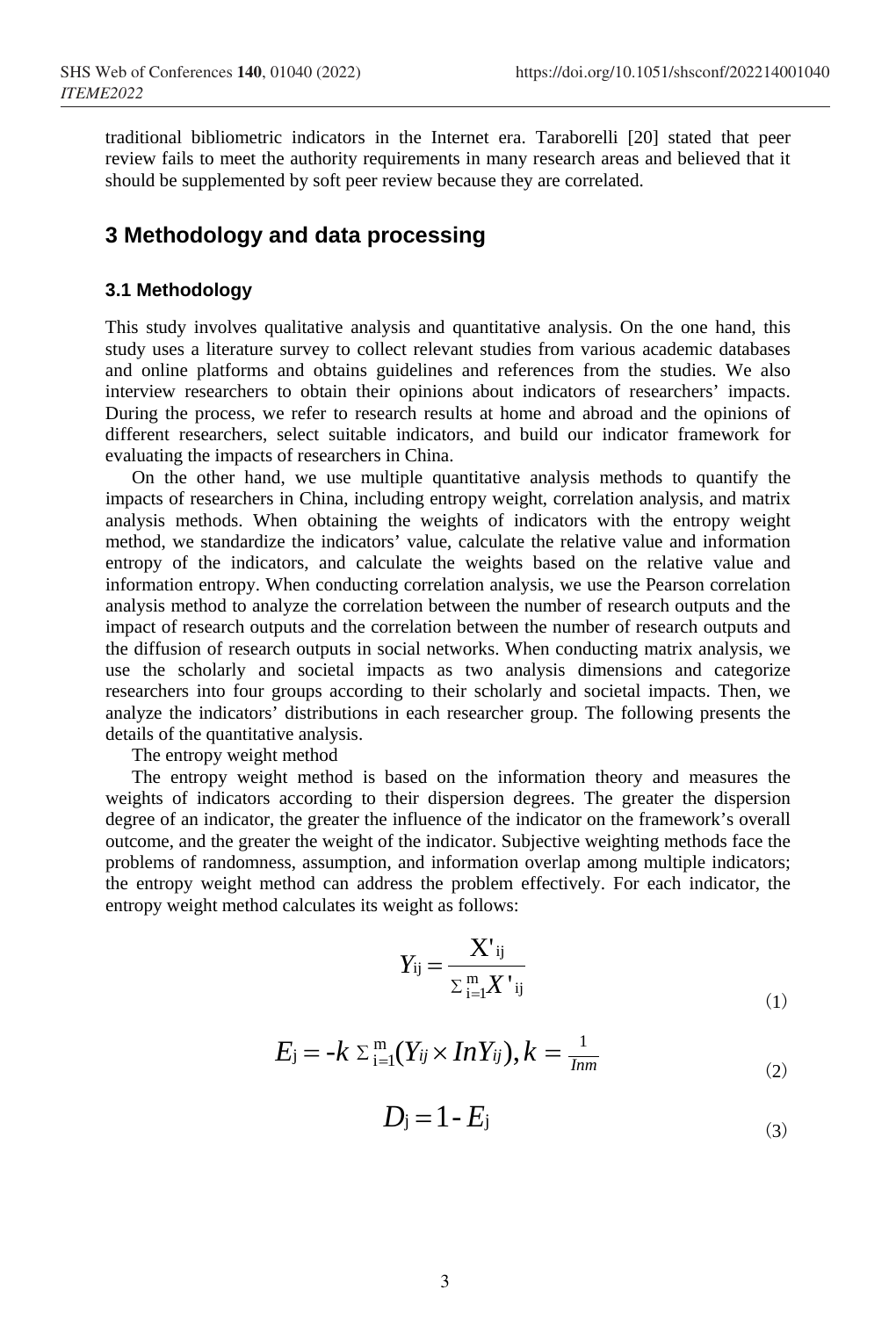traditional bibliometric indicators in the Internet era. Taraborelli [20] stated that peer review fails to meet the authority requirements in many research areas and believed that it should be supplemented by soft peer review because they are correlated.

## 3 Methodology and data processing

### 3.1 Methodology

This study involves qualitative analysis and quantitative analysis. On the one hand, this study uses a literature survey to collect relevant studies from various academic databases and online platforms and obtains guidelines and references from the studies. We also interview researchers to obtain their opinions about indicators of researchers' impacts. During the process, we refer to research results at home and abroad and the opinions of different researchers, select suitable indicators, and build our indicator framework for evaluating the impacts of researchers in China.

On the other hand, we use multiple quantitative analysis methods to quantify the impacts of researchers in China, including entropy weight, correlation analysis, and matrix analysis methods. When obtaining the weights of indicators with the entropy weight method, we standardize the indicators' value, calculate the relative value and information entropy of the indicators, and calculate the weights based on the relative value and information entropy. When conducting correlation analysis, we use the Pearson correlation analysis method to analyze the correlation between the number of research outputs and the impact of research outputs and the correlation between the number of research outputs and the diffusion of research outputs in social networks. When conducting matrix analysis, we use the scholarly and societal impacts as two analysis dimensions and categorize researchers into four groups according to their scholarly and societal impacts. Then, we analyze the indicators' distributions in each researcher group. The following presents the details of the quantitative analysis.

The entropy weight method

The entropy weight method is based on the information theory and measures the weights of indicators according to their dispersion degrees. The greater the dispersion degree of an indicator, the greater the influence of the indicator on the framework's overall outcome, and the greater the weight of the indicator. Subjective weighting methods face the problems of randomness, assumption, and information overlap among multiple indicators; the entropy weight method can address the problem effectively. For each indicator, the entropy weight method calculates its weight as follows:

$$Y_{ij} = \frac{X'_{ij}}{\sum_{i=1}^{m} X'_{ij}} \tag{1}$$

$$E_j = -k \sum_{i=1}^{m} (Y_{ij} \times InY_{ij}), k = \frac{1}{Inm} \tag{2}$$

$$D_j = 1 - E_j \tag{3}$$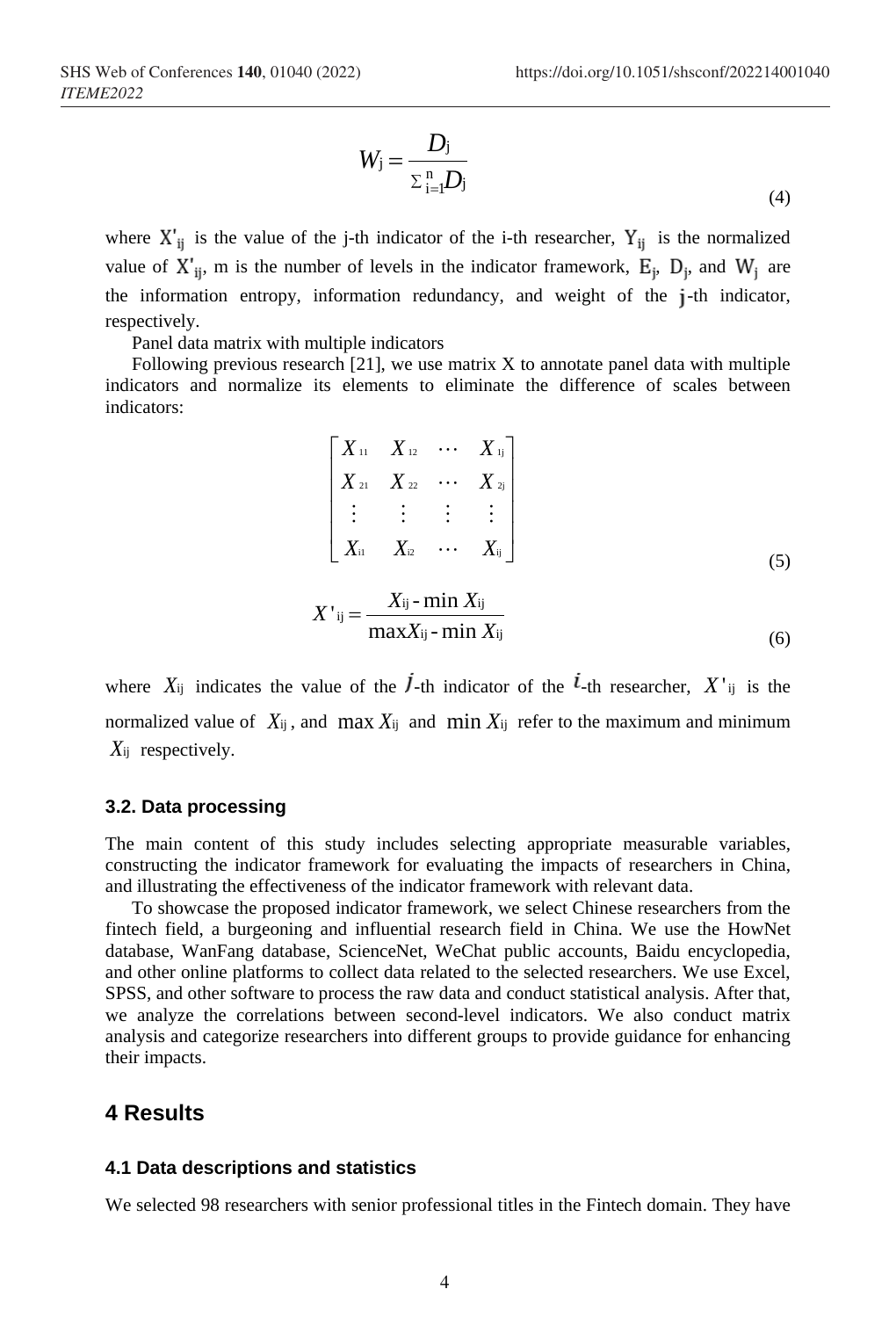$$W_j = \frac{D_j}{\Sigma_{i=1}^{n} D_j} \tag{4}$$

where $X'_{ij}$ is the value of the j-th indicator of the i-th researcher, $Y_{ij}$ is the normalized value of $X'_{ij}$, m is the number of levels in the indicator framework, $E_j$, $D_j$, and $W_j$ are the information entropy, information redundancy, and weight of the $j$-th indicator, respectively.

Panel data matrix with multiple indicators

Following previous research [21], we use matrix X to annotate panel data with multiple indicators and normalize its elements to eliminate the difference of scales between indicators:

$$\begin{bmatrix} X_{11} & X_{12} & \cdots & X_{1j} \\ X_{21} & X_{22} & \cdots & X_{2j} \\ \vdots & \vdots & \vdots & \vdots \\ X_{i1} & X_{i2} & \cdots & X_{ij} \end{bmatrix} \tag{5}$$

$$X'_{ij} = \frac{X_{ij} - \min X_{ij}}{\max X_{ij} - \min X_{ij}} \tag{6}$$

where $X_{ij}$ indicates the value of the $j$-th indicator of the $i$-th researcher, $X'_{ij}$ is the normalized value of $X_{ij}$, and $\max X_{ij}$ and $\min X_{ij}$ refer to the maximum and minimum $X_{ij}$ respectively.

### 3.2. Data processing

The main content of this study includes selecting appropriate measurable variables, constructing the indicator framework for evaluating the impacts of researchers in China, and illustrating the effectiveness of the indicator framework with relevant data.

To showcase the proposed indicator framework, we select Chinese researchers from the fintech field, a burgeoning and influential research field in China. We use the HowNet database, WanFang database, ScienceNet, WeChat public accounts, Baidu encyclopedia, and other online platforms to collect data related to the selected researchers. We use Excel, SPSS, and other software to process the raw data and conduct statistical analysis. After that, we analyze the correlations between second-level indicators. We also conduct matrix analysis and categorize researchers into different groups to provide guidance for enhancing their impacts.

## 4 Results

### 4.1 Data descriptions and statistics

We selected 98 researchers with senior professional titles in the Fintech domain. They have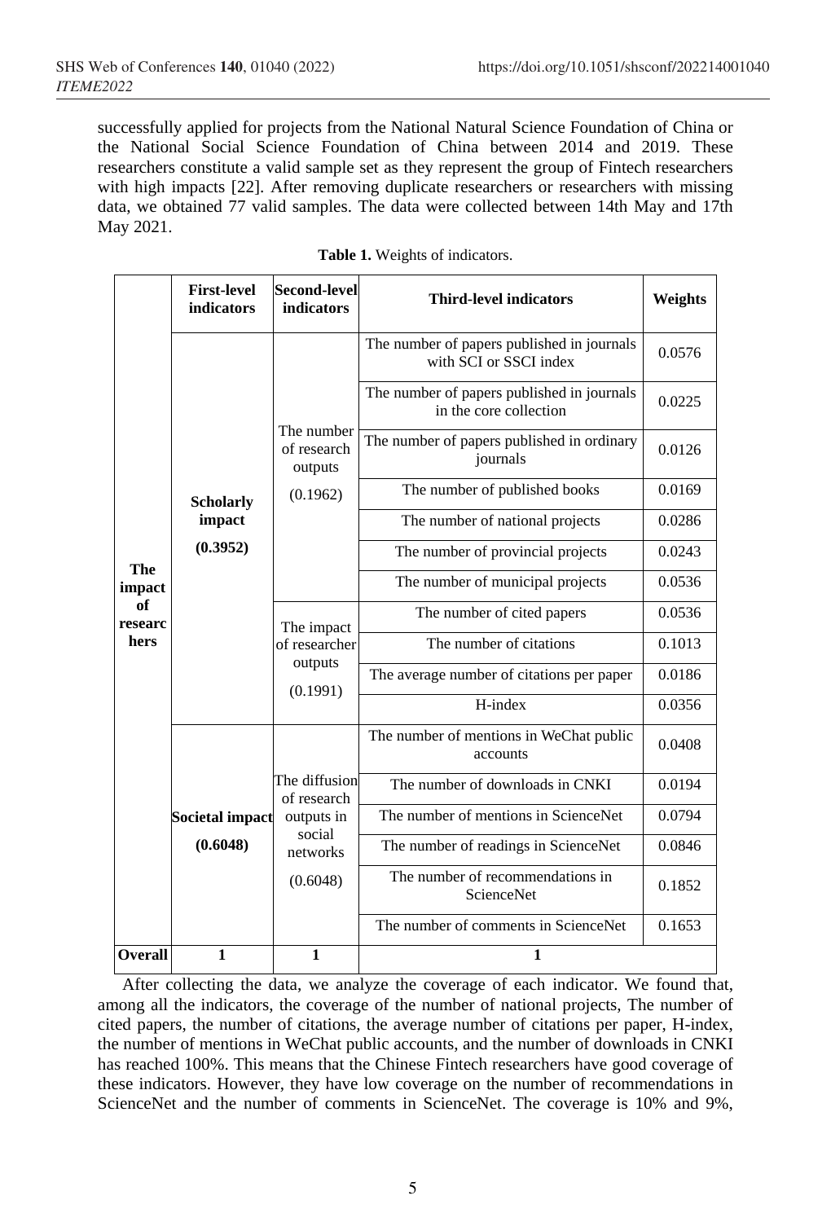successfully applied for projects from the National Natural Science Foundation of China or the National Social Science Foundation of China between 2014 and 2019. These researchers constitute a valid sample set as they represent the group of Fintech researchers with high impacts [22]. After removing duplicate researchers or researchers with missing data, we obtained 77 valid samples. The data were collected between 14th May and 17th May 2021.

**Table 1.** Weights of indicators.

| | First-level indicators | Second-level indicators | Third-level indicators | Weights |
|---|---|---|---|---|
| **The impact of researchers** | **Scholarly impact (0.3952)** | The number of research outputs (0.1962) | The number of papers published in journals with SCI or SSCI index | 0.0576 |
| | | | The number of papers published in journals in the core collection | 0.0225 |
| | | | The number of papers published in ordinary journals | 0.0126 |
| | | | The number of published books | 0.0169 |
| | | | The number of national projects | 0.0286 |
| | | | The number of provincial projects | 0.0243 |
| | | | The number of municipal projects | 0.0536 |
| | | The impact of researcher outputs (0.1991) | The number of cited papers | 0.0536 |
| | | | The number of citations | 0.1013 |
| | | | The average number of citations per paper | 0.0186 |
| | | | H-index | 0.0356 |
| | **Societal impact (0.6048)** | The diffusion of research outputs in social networks (0.6048) | The number of mentions in WeChat public accounts | 0.0408 |
| | | | The number of downloads in CNKI | 0.0194 |
| | | | The number of mentions in ScienceNet | 0.0794 |
| | | | The number of readings in ScienceNet | 0.0846 |
| | | | The number of recommendations in ScienceNet | 0.1852 |
| | | | The number of comments in ScienceNet | 0.1653 |
| **Overall** | **1** | **1** | **1** | |

After collecting the data, we analyze the coverage of each indicator. We found that, among all the indicators, the coverage of the number of national projects, The number of cited papers, the number of citations, the average number of citations per paper, H-index, the number of mentions in WeChat public accounts, and the number of downloads in CNKI has reached 100%. This means that the Chinese Fintech researchers have good coverage of these indicators. However, they have low coverage on the number of recommendations in ScienceNet and the number of comments in ScienceNet. The coverage is 10% and 9%,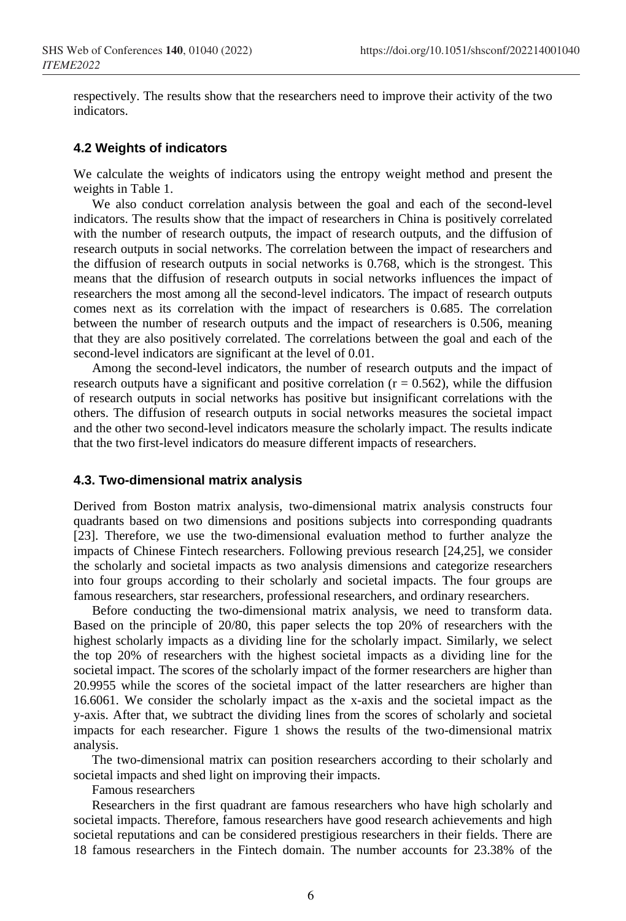respectively. The results show that the researchers need to improve their activity of the two indicators.

### 4.2 Weights of indicators

We calculate the weights of indicators using the entropy weight method and present the weights in Table 1.

We also conduct correlation analysis between the goal and each of the second-level indicators. The results show that the impact of researchers in China is positively correlated with the number of research outputs, the impact of research outputs, and the diffusion of research outputs in social networks. The correlation between the impact of researchers and the diffusion of research outputs in social networks is 0.768, which is the strongest. This means that the diffusion of research outputs in social networks influences the impact of researchers the most among all the second-level indicators. The impact of research outputs comes next as its correlation with the impact of researchers is 0.685. The correlation between the number of research outputs and the impact of researchers is 0.506, meaning that they are also positively correlated. The correlations between the goal and each of the second-level indicators are significant at the level of 0.01.

Among the second-level indicators, the number of research outputs and the impact of research outputs have a significant and positive correlation ($r = 0.562$), while the diffusion of research outputs in social networks has positive but insignificant correlations with the others. The diffusion of research outputs in social networks measures the societal impact and the other two second-level indicators measure the scholarly impact. The results indicate that the two first-level indicators do measure different impacts of researchers.

### 4.3. Two-dimensional matrix analysis

Derived from Boston matrix analysis, two-dimensional matrix analysis constructs four quadrants based on two dimensions and positions subjects into corresponding quadrants [23]. Therefore, we use the two-dimensional evaluation method to further analyze the impacts of Chinese Fintech researchers. Following previous research [24,25], we consider the scholarly and societal impacts as two analysis dimensions and categorize researchers into four groups according to their scholarly and societal impacts. The four groups are famous researchers, star researchers, professional researchers, and ordinary researchers.

Before conducting the two-dimensional matrix analysis, we need to transform data. Based on the principle of 20/80, this paper selects the top 20% of researchers with the highest scholarly impacts as a dividing line for the scholarly impact. Similarly, we select the top 20% of researchers with the highest societal impacts as a dividing line for the societal impact. The scores of the scholarly impact of the former researchers are higher than 20.9955 while the scores of the societal impact of the latter researchers are higher than 16.6061. We consider the scholarly impact as the x-axis and the societal impact as the y-axis. After that, we subtract the dividing lines from the scores of scholarly and societal impacts for each researcher. Figure 1 shows the results of the two-dimensional matrix analysis.

The two-dimensional matrix can position researchers according to their scholarly and societal impacts and shed light on improving their impacts.

Famous researchers

Researchers in the first quadrant are famous researchers who have high scholarly and societal impacts. Therefore, famous researchers have good research achievements and high societal reputations and can be considered prestigious researchers in their fields. There are 18 famous researchers in the Fintech domain. The number accounts for 23.38% of the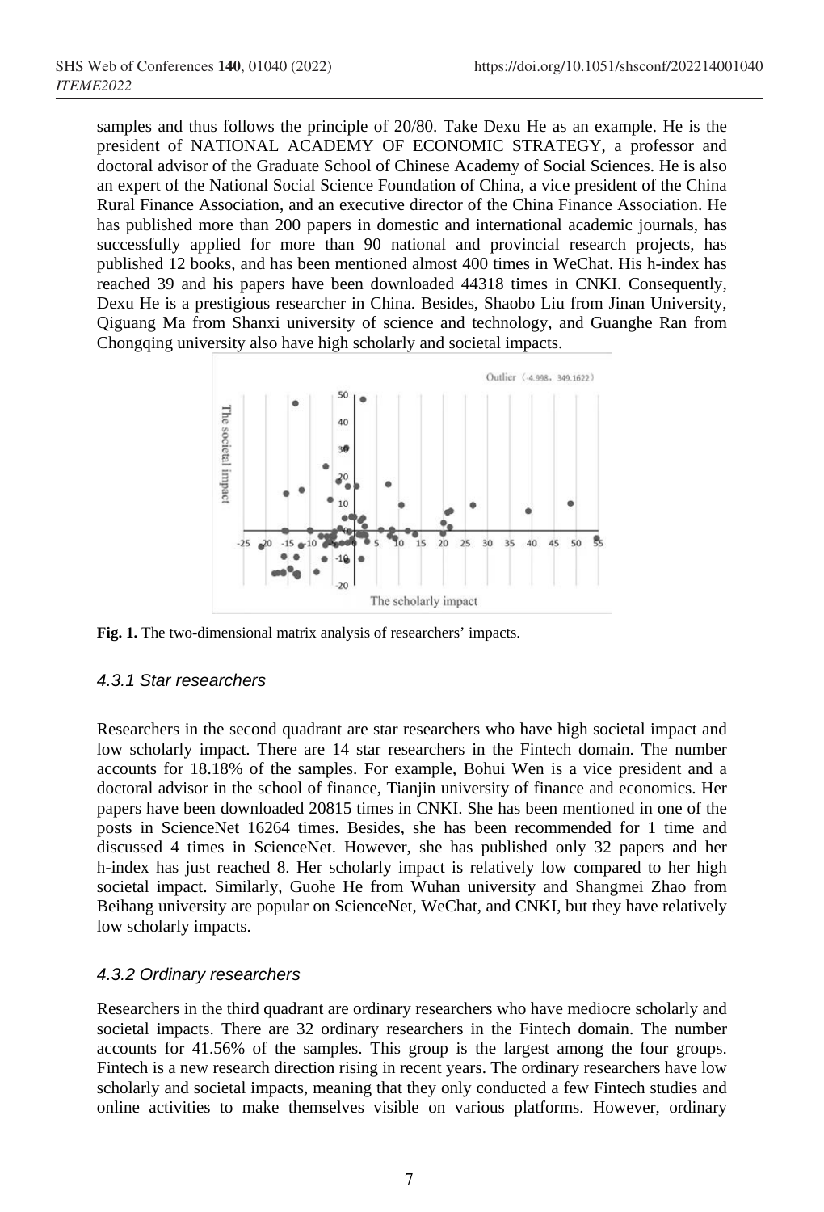samples and thus follows the principle of 20/80. Take Dexu He as an example. He is the president of NATIONAL ACADEMY OF ECONOMIC STRATEGY, a professor and doctoral advisor of the Graduate School of Chinese Academy of Social Sciences. He is also an expert of the National Social Science Foundation of China, a vice president of the China Rural Finance Association, and an executive director of the China Finance Association. He has published more than 200 papers in domestic and international academic journals, has successfully applied for more than 90 national and provincial research projects, has published 12 books, and has been mentioned almost 400 times in WeChat. His h-index has reached 39 and his papers have been downloaded 44318 times in CNKI. Consequently, Dexu He is a prestigious researcher in China. Besides, Shaobo Liu from Jinan University, Qiguang Ma from Shanxi university of science and technology, and Guanghe Ran from Chongqing university also have high scholarly and societal impacts.

**Fig. 1.** The two-dimensional matrix analysis of researchers' impacts.

### 4.3.1 Star researchers

Researchers in the second quadrant are star researchers who have high societal impact and low scholarly impact. There are 14 star researchers in the Fintech domain. The number accounts for 18.18% of the samples. For example, Bohui Wen is a vice president and a doctoral advisor in the school of finance, Tianjin university of finance and economics. Her papers have been downloaded 20815 times in CNKI. She has been mentioned in one of the posts in ScienceNet 16264 times. Besides, she has been recommended for 1 time and discussed 4 times in ScienceNet. However, she has published only 32 papers and her h-index has just reached 8. Her scholarly impact is relatively low compared to her high societal impact. Similarly, Guohe He from Wuhan university and Shangmei Zhao from Beihang university are popular on ScienceNet, WeChat, and CNKI, but they have relatively low scholarly impacts.

### 4.3.2 Ordinary researchers

Researchers in the third quadrant are ordinary researchers who have mediocre scholarly and societal impacts. There are 32 ordinary researchers in the Fintech domain. The number accounts for 41.56% of the samples. This group is the largest among the four groups. Fintech is a new research direction rising in recent years. The ordinary researchers have low scholarly and societal impacts, meaning that they only conducted a few Fintech studies and online activities to make themselves visible on various platforms. However, ordinary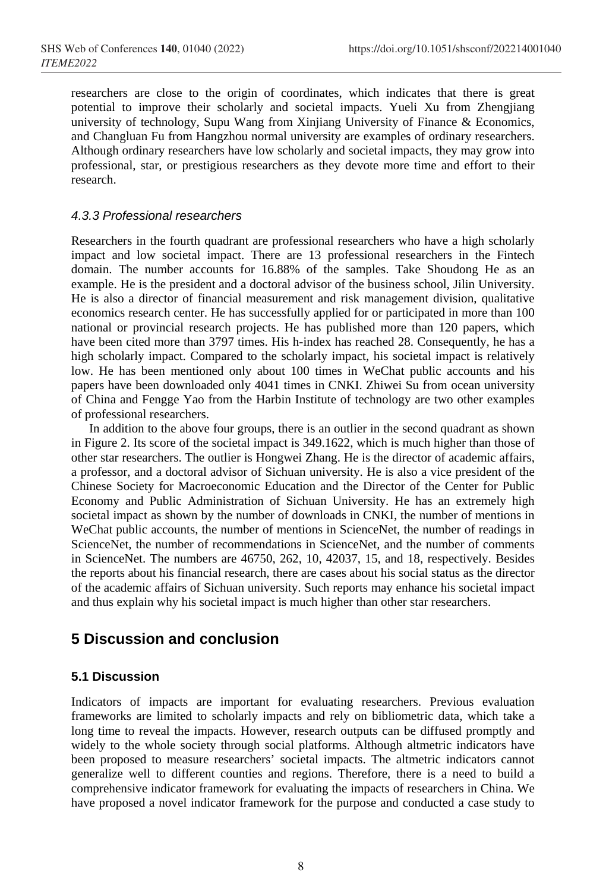researchers are close to the origin of coordinates, which indicates that there is great potential to improve their scholarly and societal impacts. Yueli Xu from Zhengjiang university of technology, Supu Wang from Xinjiang University of Finance & Economics, and Changluan Fu from Hangzhou normal university are examples of ordinary researchers. Although ordinary researchers have low scholarly and societal impacts, they may grow into professional, star, or prestigious researchers as they devote more time and effort to their research.

#### *4.3.3 Professional researchers*

Researchers in the fourth quadrant are professional researchers who have a high scholarly impact and low societal impact. There are 13 professional researchers in the Fintech domain. The number accounts for 16.88% of the samples. Take Shoudong He as an example. He is the president and a doctoral advisor of the business school, Jilin University. He is also a director of financial measurement and risk management division, qualitative economics research center. He has successfully applied for or participated in more than 100 national or provincial research projects. He has published more than 120 papers, which have been cited more than 3797 times. His h-index has reached 28. Consequently, he has a high scholarly impact. Compared to the scholarly impact, his societal impact is relatively low. He has been mentioned only about 100 times in WeChat public accounts and his papers have been downloaded only 4041 times in CNKI. Zhiwei Su from ocean university of China and Fengge Yao from the Harbin Institute of technology are two other examples of professional researchers.

In addition to the above four groups, there is an outlier in the second quadrant as shown in Figure 2. Its score of the societal impact is 349.1622, which is much higher than those of other star researchers. The outlier is Hongwei Zhang. He is the director of academic affairs, a professor, and a doctoral advisor of Sichuan university. He is also a vice president of the Chinese Society for Macroeconomic Education and the Director of the Center for Public Economy and Public Administration of Sichuan University. He has an extremely high societal impact as shown by the number of downloads in CNKI, the number of mentions in WeChat public accounts, the number of mentions in ScienceNet, the number of readings in ScienceNet, the number of recommendations in ScienceNet, and the number of comments in ScienceNet. The numbers are 46750, 262, 10, 42037, 15, and 18, respectively. Besides the reports about his financial research, there are cases about his social status as the director of the academic affairs of Sichuan university. Such reports may enhance his societal impact and thus explain why his societal impact is much higher than other star researchers.

## 5 Discussion and conclusion

### 5.1 Discussion

Indicators of impacts are important for evaluating researchers. Previous evaluation frameworks are limited to scholarly impacts and rely on bibliometric data, which take a long time to reveal the impacts. However, research outputs can be diffused promptly and widely to the whole society through social platforms. Although altmetric indicators have been proposed to measure researchers' societal impacts. The altmetric indicators cannot generalize well to different counties and regions. Therefore, there is a need to build a comprehensive indicator framework for evaluating the impacts of researchers in China. We have proposed a novel indicator framework for the purpose and conducted a case study to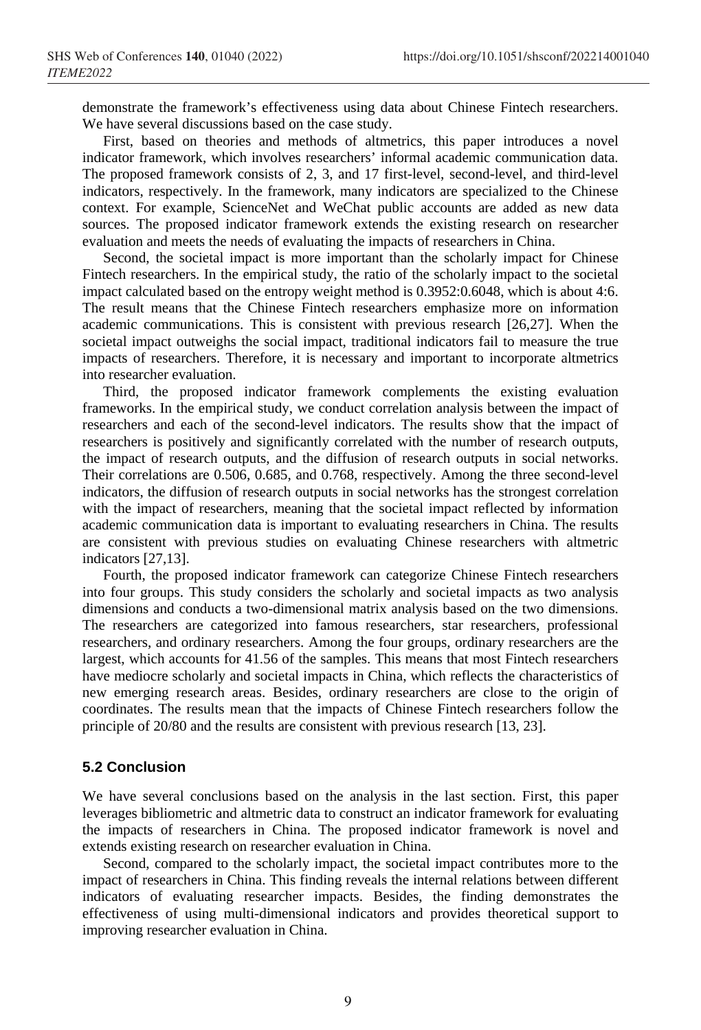demonstrate the framework's effectiveness using data about Chinese Fintech researchers. We have several discussions based on the case study.

First, based on theories and methods of altmetrics, this paper introduces a novel indicator framework, which involves researchers' informal academic communication data. The proposed framework consists of 2, 3, and 17 first-level, second-level, and third-level indicators, respectively. In the framework, many indicators are specialized to the Chinese context. For example, ScienceNet and WeChat public accounts are added as new data sources. The proposed indicator framework extends the existing research on researcher evaluation and meets the needs of evaluating the impacts of researchers in China.

Second, the societal impact is more important than the scholarly impact for Chinese Fintech researchers. In the empirical study, the ratio of the scholarly impact to the societal impact calculated based on the entropy weight method is 0.3952:0.6048, which is about 4:6. The result means that the Chinese Fintech researchers emphasize more on information academic communications. This is consistent with previous research [26,27]. When the societal impact outweighs the social impact, traditional indicators fail to measure the true impacts of researchers. Therefore, it is necessary and important to incorporate altmetrics into researcher evaluation.

Third, the proposed indicator framework complements the existing evaluation frameworks. In the empirical study, we conduct correlation analysis between the impact of researchers and each of the second-level indicators. The results show that the impact of researchers is positively and significantly correlated with the number of research outputs, the impact of research outputs, and the diffusion of research outputs in social networks. Their correlations are 0.506, 0.685, and 0.768, respectively. Among the three second-level indicators, the diffusion of research outputs in social networks has the strongest correlation with the impact of researchers, meaning that the societal impact reflected by information academic communication data is important to evaluating researchers in China. The results are consistent with previous studies on evaluating Chinese researchers with altmetric indicators [27,13].

Fourth, the proposed indicator framework can categorize Chinese Fintech researchers into four groups. This study considers the scholarly and societal impacts as two analysis dimensions and conducts a two-dimensional matrix analysis based on the two dimensions. The researchers are categorized into famous researchers, star researchers, professional researchers, and ordinary researchers. Among the four groups, ordinary researchers are the largest, which accounts for 41.56 of the samples. This means that most Fintech researchers have mediocre scholarly and societal impacts in China, which reflects the characteristics of new emerging research areas. Besides, ordinary researchers are close to the origin of coordinates. The results mean that the impacts of Chinese Fintech researchers follow the principle of 20/80 and the results are consistent with previous research [13, 23].

### 5.2 Conclusion

We have several conclusions based on the analysis in the last section. First, this paper leverages bibliometric and altmetric data to construct an indicator framework for evaluating the impacts of researchers in China. The proposed indicator framework is novel and extends existing research on researcher evaluation in China.

Second, compared to the scholarly impact, the societal impact contributes more to the impact of researchers in China. This finding reveals the internal relations between different indicators of evaluating researcher impacts. Besides, the finding demonstrates the effectiveness of using multi-dimensional indicators and provides theoretical support to improving researcher evaluation in China.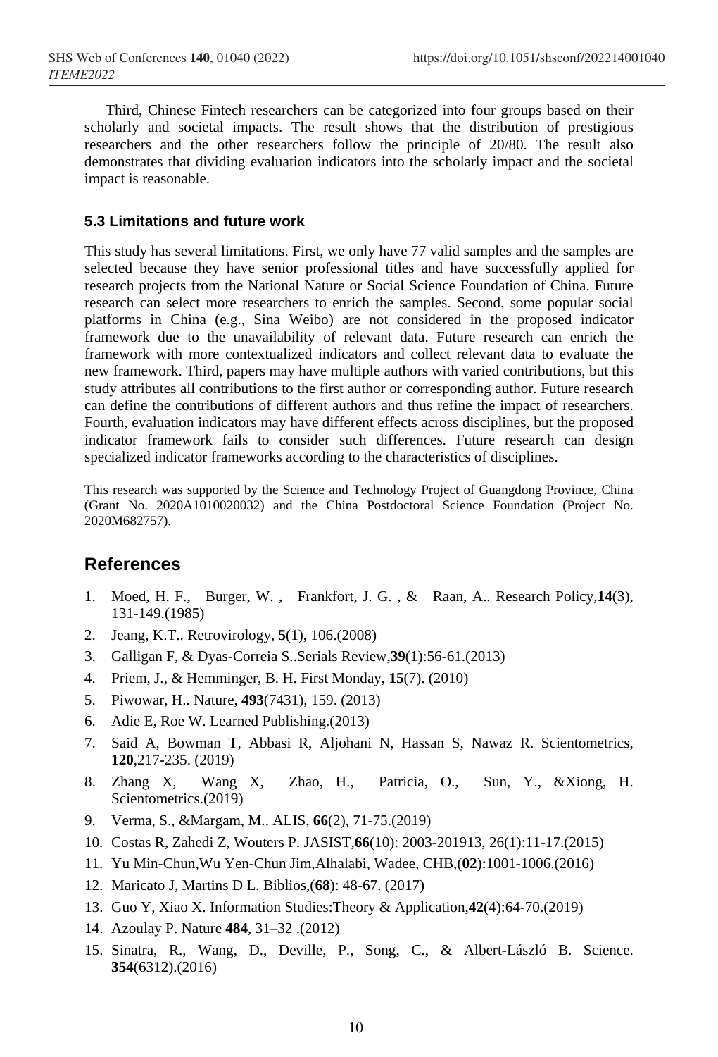Third, Chinese Fintech researchers can be categorized into four groups based on their scholarly and societal impacts. The result shows that the distribution of prestigious researchers and the other researchers follow the principle of 20/80. The result also demonstrates that dividing evaluation indicators into the scholarly impact and the societal impact is reasonable.

### 5.3 Limitations and future work

This study has several limitations. First, we only have 77 valid samples and the samples are selected because they have senior professional titles and have successfully applied for research projects from the National Nature or Social Science Foundation of China. Future research can select more researchers to enrich the samples. Second, some popular social platforms in China (e.g., Sina Weibo) are not considered in the proposed indicator framework due to the unavailability of relevant data. Future research can enrich the framework with more contextualized indicators and collect relevant data to evaluate the new framework. Third, papers may have multiple authors with varied contributions, but this study attributes all contributions to the first author or corresponding author. Future research can define the contributions of different authors and thus refine the impact of researchers. Fourth, evaluation indicators may have different effects across disciplines, but the proposed indicator framework fails to consider such differences. Future research can design specialized indicator frameworks according to the characteristics of disciplines.

This research was supported by the Science and Technology Project of Guangdong Province, China (Grant No. 2020A1010020032) and the China Postdoctoral Science Foundation (Project No. 2020M682757).

## References

1. Moed, H. F., Burger, W. , Frankfort, J. G. , & Raan, A.. Research Policy,**14**(3), 131-149.(1985)
2. Jeang, K.T.. Retrovirology, **5**(1), 106.(2008)
3. Galligan F, & Dyas-Correia S..Serials Review,**39**(1):56-61.(2013)
4. Priem, J., & Hemminger, B. H. First Monday, **15**(7). (2010)
5. Piwowar, H.. Nature, **493**(7431), 159. (2013)
6. Adie E, Roe W. Learned Publishing.(2013)
7. Said A, Bowman T, Abbasi R, Aljohani N, Hassan S, Nawaz R. Scientometrics, **120**,217-235. (2019)
8. Zhang X, Wang X, Zhao, H., Patricia, O., Sun, Y., &Xiong, H. Scientometrics.(2019)
9. Verma, S., &Margam, M.. ALIS, **66**(2), 71-75.(2019)
10. Costas R, Zahedi Z, Wouters P. JASIST,**66**(10): 2003-201913, 26(1):11-17.(2015)
11. Yu Min-Chun,Wu Yen-Chun Jim,Alhalabi, Wadee, CHB,(**02**):1001-1006.(2016)
12. Maricato J, Martins D L. Biblios,(**68**): 48-67. (2017)
13. Guo Y, Xiao X. Information Studies:Theory & Application,**42**(4):64-70.(2019)
14. Azoulay P. Nature **484**, 31–32 .(2012)
15. Sinatra, R., Wang, D., Deville, P., Song, C., & Albert-László B. Science. **354**(6312).(2016)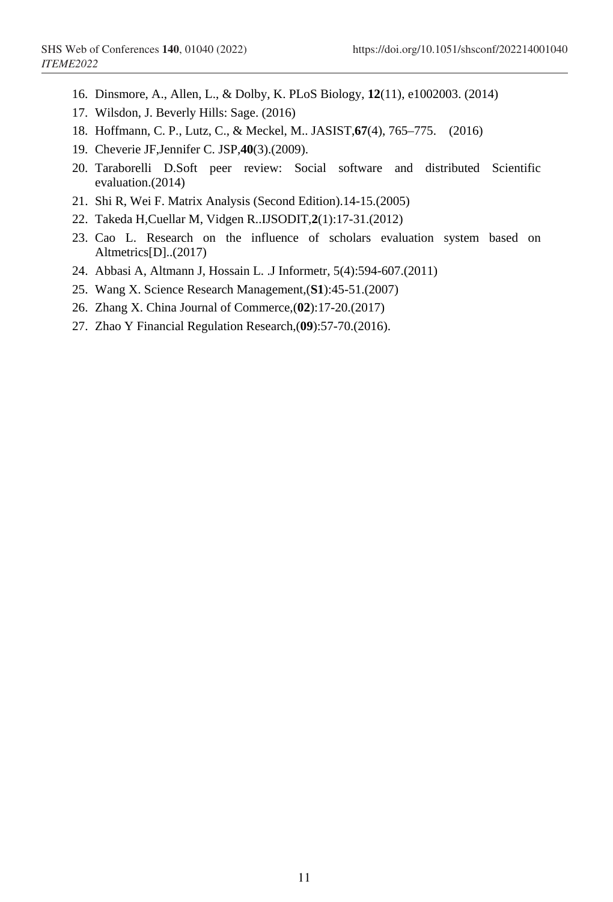16. Dinsmore, A., Allen, L., & Dolby, K. PLoS Biology, **12**(11), e1002003. (2014)
17. Wilsdon, J. Beverly Hills: Sage. (2016)
18. Hoffmann, C. P., Lutz, C., & Meckel, M.. JASIST,**67**(4), 765–775. (2016)
19. Cheverie JF,Jennifer C. JSP,**40**(3).(2009).
20. Taraborelli D.Soft peer review: Social software and distributed Scientific evaluation.(2014)
21. Shi R, Wei F. Matrix Analysis (Second Edition).14-15.(2005)
22. Takeda H,Cuellar M, Vidgen R..IJSODIT,**2**(1):17-31.(2012)
23. Cao L. Research on the influence of scholars evaluation system based on Altmetrics[D]..(2017)
24. Abbasi A, Altmann J, Hossain L. .J Informetr, 5(4):594-607.(2011)
25. Wang X. Science Research Management,(**S1**):45-51.(2007)
26. Zhang X. China Journal of Commerce,(**02**):17-20.(2017)
27. Zhao Y Financial Regulation Research,(**09**):57-70.(2016).